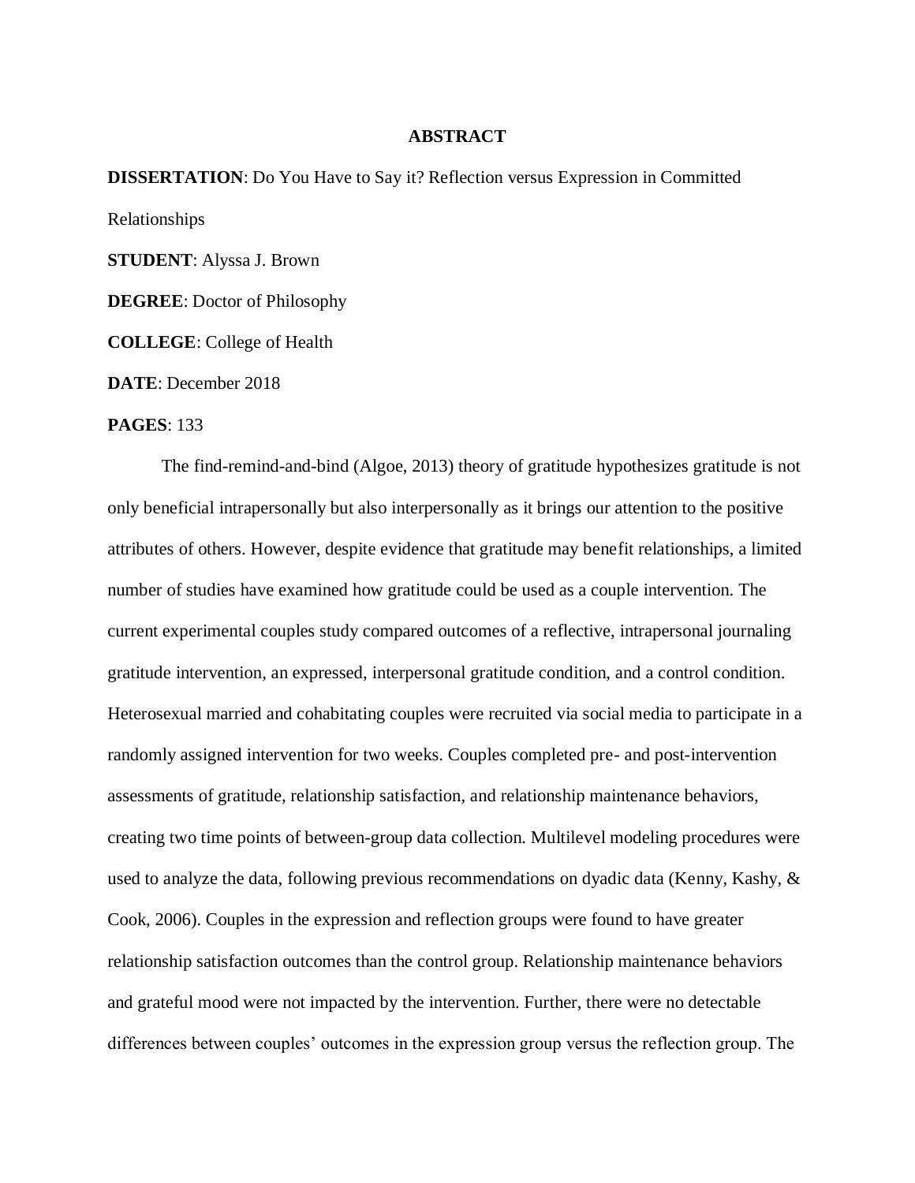# ABSTRACT

**DISSERTATION**: Do You Have to Say it? Reflection versus Expression in Committed Relationships

**STUDENT**: Alyssa J. Brown

**DEGREE**: Doctor of Philosophy

**COLLEGE**: College of Health

**DATE**: December 2018

**PAGES**: 133

The find-remind-and-bind (Algoe, 2013) theory of gratitude hypothesizes gratitude is not only beneficial intrapersonally but also interpersonally as it brings our attention to the positive attributes of others. However, despite evidence that gratitude may benefit relationships, a limited number of studies have examined how gratitude could be used as a couple intervention. The current experimental couples study compared outcomes of a reflective, intrapersonal journaling gratitude intervention, an expressed, interpersonal gratitude condition, and a control condition. Heterosexual married and cohabitating couples were recruited via social media to participate in a randomly assigned intervention for two weeks. Couples completed pre- and post-intervention assessments of gratitude, relationship satisfaction, and relationship maintenance behaviors, creating two time points of between-group data collection. Multilevel modeling procedures were used to analyze the data, following previous recommendations on dyadic data (Kenny, Kashy, & Cook, 2006). Couples in the expression and reflection groups were found to have greater relationship satisfaction outcomes than the control group. Relationship maintenance behaviors and grateful mood were not impacted by the intervention. Further, there were no detectable differences between couples' outcomes in the expression group versus the reflection group. The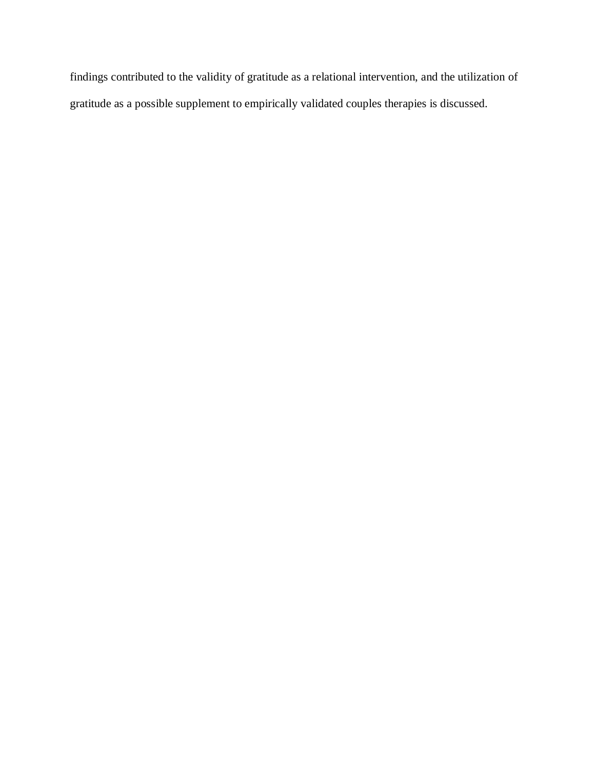findings contributed to the validity of gratitude as a relational intervention, and the utilization of gratitude as a possible supplement to empirically validated couples therapies is discussed.